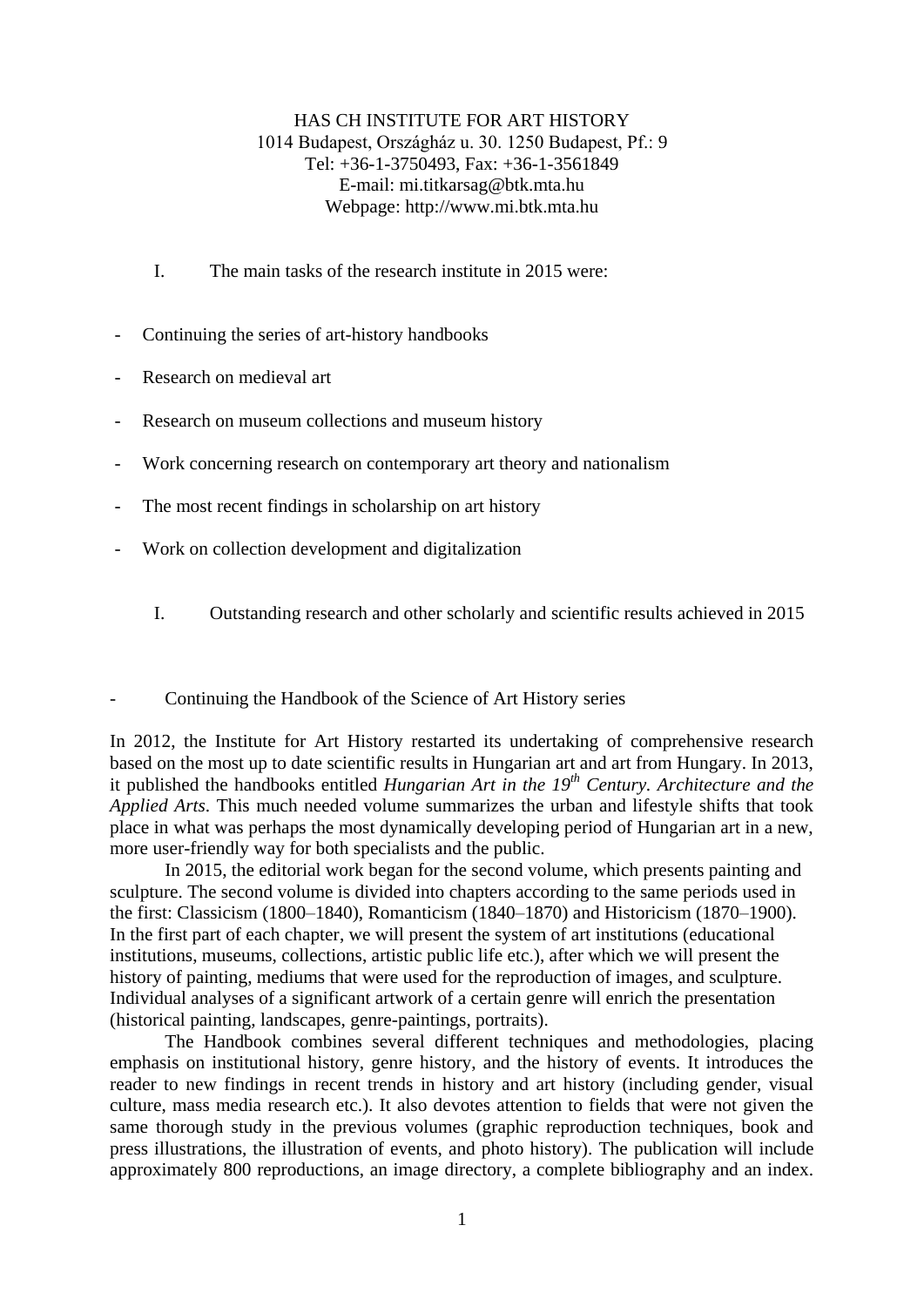HAS CH INSTITUTE FOR ART HISTORY
1014 Budapest, Országház u. 30. 1250 Budapest, Pf.: 9
Tel: +36-1-3750493, Fax: +36-1-3561849
E-mail: mi.titkarsag@btk.mta.hu
Webpage: http://www.mi.btk.mta.hu

## I. The main tasks of the research institute in 2015 were:

- Continuing the series of art-history handbooks
- Research on medieval art
- Research on museum collections and museum history
- Work concerning research on contemporary art theory and nationalism
- The most recent findings in scholarship on art history
- Work on collection development and digitalization

## I. Outstanding research and other scholarly and scientific results achieved in 2015

- Continuing the Handbook of the Science of Art History series

In 2012, the Institute for Art History restarted its undertaking of comprehensive research based on the most up to date scientific results in Hungarian art and art from Hungary. In 2013, it published the handbooks entitled *Hungarian Art in the 19th Century. Architecture and the Applied Arts*. This much needed volume summarizes the urban and lifestyle shifts that took place in what was perhaps the most dynamically developing period of Hungarian art in a new, more user-friendly way for both specialists and the public.

In 2015, the editorial work began for the second volume, which presents painting and sculpture. The second volume is divided into chapters according to the same periods used in the first: Classicism (1800–1840), Romanticism (1840–1870) and Historicism (1870–1900). In the first part of each chapter, we will present the system of art institutions (educational institutions, museums, collections, artistic public life etc.), after which we will present the history of painting, mediums that were used for the reproduction of images, and sculpture. Individual analyses of a significant artwork of a certain genre will enrich the presentation (historical painting, landscapes, genre-paintings, portraits).

The Handbook combines several different techniques and methodologies, placing emphasis on institutional history, genre history, and the history of events. It introduces the reader to new findings in recent trends in history and art history (including gender, visual culture, mass media research etc.). It also devotes attention to fields that were not given the same thorough study in the previous volumes (graphic reproduction techniques, book and press illustrations, the illustration of events, and photo history). The publication will include approximately 800 reproductions, an image directory, a complete bibliography and an index.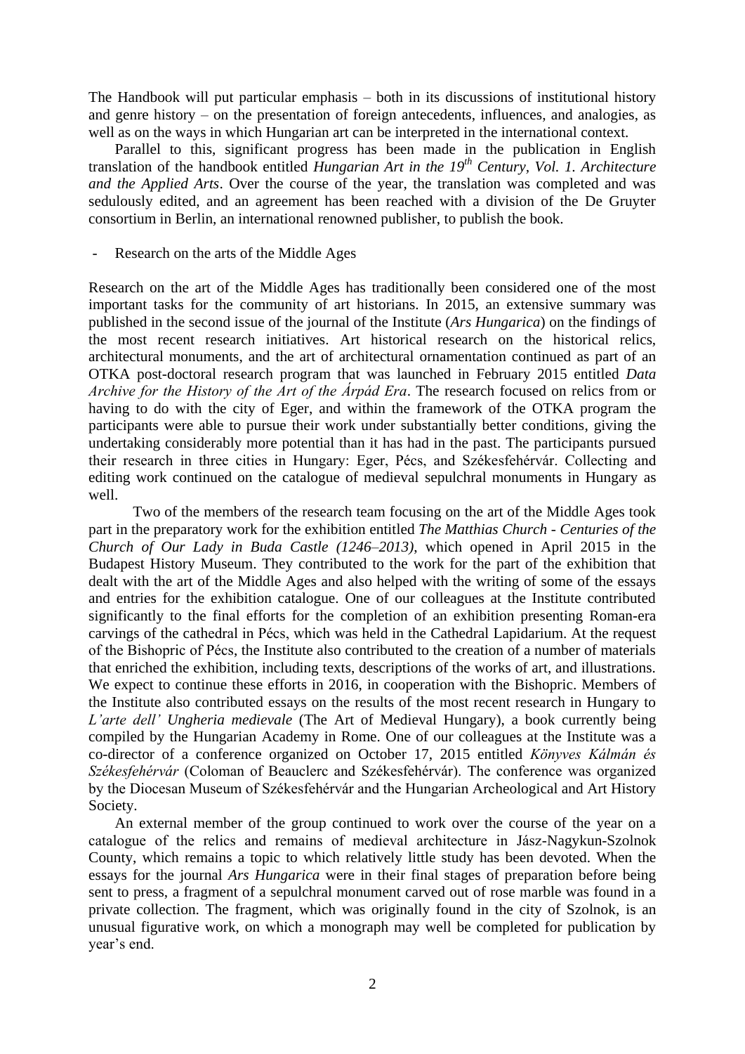The Handbook will put particular emphasis – both in its discussions of institutional history and genre history – on the presentation of foreign antecedents, influences, and analogies, as well as on the ways in which Hungarian art can be interpreted in the international context.

Parallel to this, significant progress has been made in the publication in English translation of the handbook entitled *Hungarian Art in the 19th Century, Vol. 1. Architecture and the Applied Arts*. Over the course of the year, the translation was completed and was sedulously edited, and an agreement has been reached with a division of the De Gruyter consortium in Berlin, an international renowned publisher, to publish the book.

- Research on the arts of the Middle Ages

Research on the art of the Middle Ages has traditionally been considered one of the most important tasks for the community of art historians. In 2015, an extensive summary was published in the second issue of the journal of the Institute (*Ars Hungarica*) on the findings of the most recent research initiatives. Art historical research on the historical relics, architectural monuments, and the art of architectural ornamentation continued as part of an OTKA post-doctoral research program that was launched in February 2015 entitled *Data Archive for the History of the Art of the Árpád Era*. The research focused on relics from or having to do with the city of Eger, and within the framework of the OTKA program the participants were able to pursue their work under substantially better conditions, giving the undertaking considerably more potential than it has had in the past. The participants pursued their research in three cities in Hungary: Eger, Pécs, and Székesfehérvár. Collecting and editing work continued on the catalogue of medieval sepulchral monuments in Hungary as well.

Two of the members of the research team focusing on the art of the Middle Ages took part in the preparatory work for the exhibition entitled *The Matthias Church - Centuries of the Church of Our Lady in Buda Castle (1246–2013)*, which opened in April 2015 in the Budapest History Museum. They contributed to the work for the part of the exhibition that dealt with the art of the Middle Ages and also helped with the writing of some of the essays and entries for the exhibition catalogue. One of our colleagues at the Institute contributed significantly to the final efforts for the completion of an exhibition presenting Roman-era carvings of the cathedral in Pécs, which was held in the Cathedral Lapidarium. At the request of the Bishopric of Pécs, the Institute also contributed to the creation of a number of materials that enriched the exhibition, including texts, descriptions of the works of art, and illustrations. We expect to continue these efforts in 2016, in cooperation with the Bishopric. Members of the Institute also contributed essays on the results of the most recent research in Hungary to *L'arte dell' Ungheria medievale* (The Art of Medieval Hungary), a book currently being compiled by the Hungarian Academy in Rome. One of our colleagues at the Institute was a co-director of a conference organized on October 17, 2015 entitled *Könyves Kálmán és Székesfehérvár* (Coloman of Beauclerc and Székesfehérvár). The conference was organized by the Diocesan Museum of Székesfehérvár and the Hungarian Archeological and Art History Society.

An external member of the group continued to work over the course of the year on a catalogue of the relics and remains of medieval architecture in Jász-Nagykun-Szolnok County, which remains a topic to which relatively little study has been devoted. When the essays for the journal *Ars Hungarica* were in their final stages of preparation before being sent to press, a fragment of a sepulchral monument carved out of rose marble was found in a private collection. The fragment, which was originally found in the city of Szolnok, is an unusual figurative work, on which a monograph may well be completed for publication by year's end.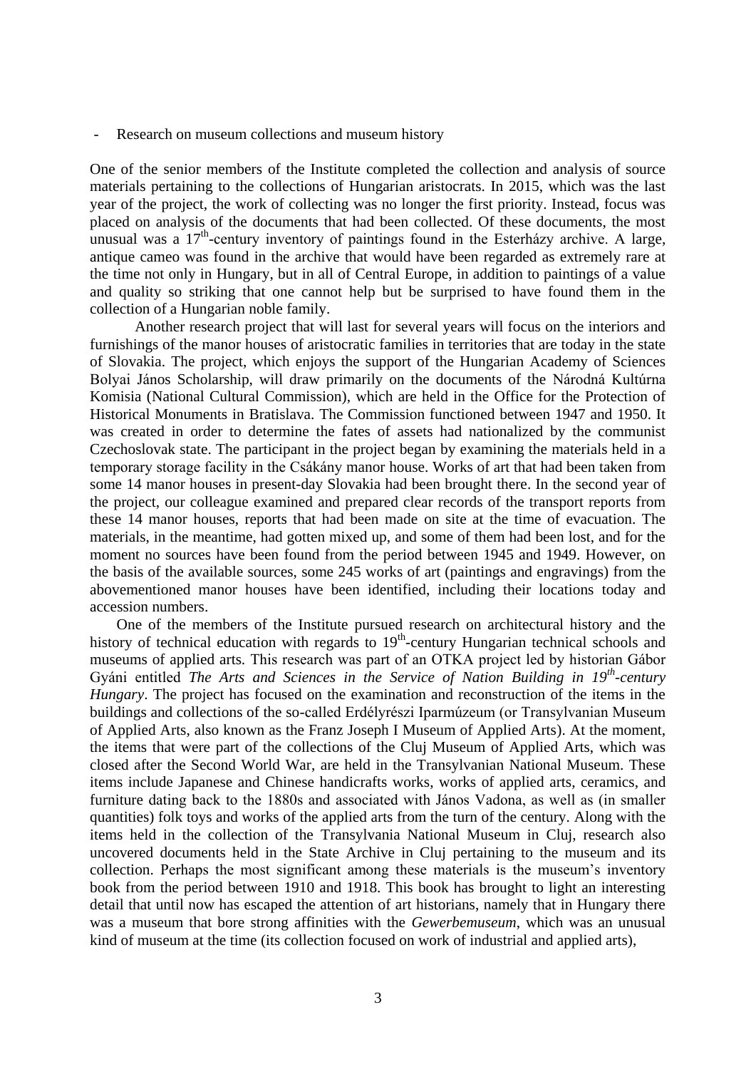- Research on museum collections and museum history

One of the senior members of the Institute completed the collection and analysis of source materials pertaining to the collections of Hungarian aristocrats. In 2015, which was the last year of the project, the work of collecting was no longer the first priority. Instead, focus was placed on analysis of the documents that had been collected. Of these documents, the most unusual was a 17th-century inventory of paintings found in the Esterházy archive. A large, antique cameo was found in the archive that would have been regarded as extremely rare at the time not only in Hungary, but in all of Central Europe, in addition to paintings of a value and quality so striking that one cannot help but be surprised to have found them in the collection of a Hungarian noble family.

Another research project that will last for several years will focus on the interiors and furnishings of the manor houses of aristocratic families in territories that are today in the state of Slovakia. The project, which enjoys the support of the Hungarian Academy of Sciences Bolyai János Scholarship, will draw primarily on the documents of the Národná Kultúrna Komisia (National Cultural Commission), which are held in the Office for the Protection of Historical Monuments in Bratislava. The Commission functioned between 1947 and 1950. It was created in order to determine the fates of assets had nationalized by the communist Czechoslovak state. The participant in the project began by examining the materials held in a temporary storage facility in the Csákány manor house. Works of art that had been taken from some 14 manor houses in present-day Slovakia had been brought there. In the second year of the project, our colleague examined and prepared clear records of the transport reports from these 14 manor houses, reports that had been made on site at the time of evacuation. The materials, in the meantime, had gotten mixed up, and some of them had been lost, and for the moment no sources have been found from the period between 1945 and 1949. However, on the basis of the available sources, some 245 works of art (paintings and engravings) from the abovementioned manor houses have been identified, including their locations today and accession numbers.

One of the members of the Institute pursued research on architectural history and the history of technical education with regards to 19th-century Hungarian technical schools and museums of applied arts. This research was part of an OTKA project led by historian Gábor Gyáni entitled *The Arts and Sciences in the Service of Nation Building in 19th-century Hungary*. The project has focused on the examination and reconstruction of the items in the buildings and collections of the so-called Erdélyrészi Iparmúzeum (or Transylvanian Museum of Applied Arts, also known as the Franz Joseph I Museum of Applied Arts). At the moment, the items that were part of the collections of the Cluj Museum of Applied Arts, which was closed after the Second World War, are held in the Transylvanian National Museum. These items include Japanese and Chinese handicrafts works, works of applied arts, ceramics, and furniture dating back to the 1880s and associated with János Vadona, as well as (in smaller quantities) folk toys and works of the applied arts from the turn of the century. Along with the items held in the collection of the Transylvania National Museum in Cluj, research also uncovered documents held in the State Archive in Cluj pertaining to the museum and its collection. Perhaps the most significant among these materials is the museum's inventory book from the period between 1910 and 1918. This book has brought to light an interesting detail that until now has escaped the attention of art historians, namely that in Hungary there was a museum that bore strong affinities with the *Gewerbemuseum*, which was an unusual kind of museum at the time (its collection focused on work of industrial and applied arts),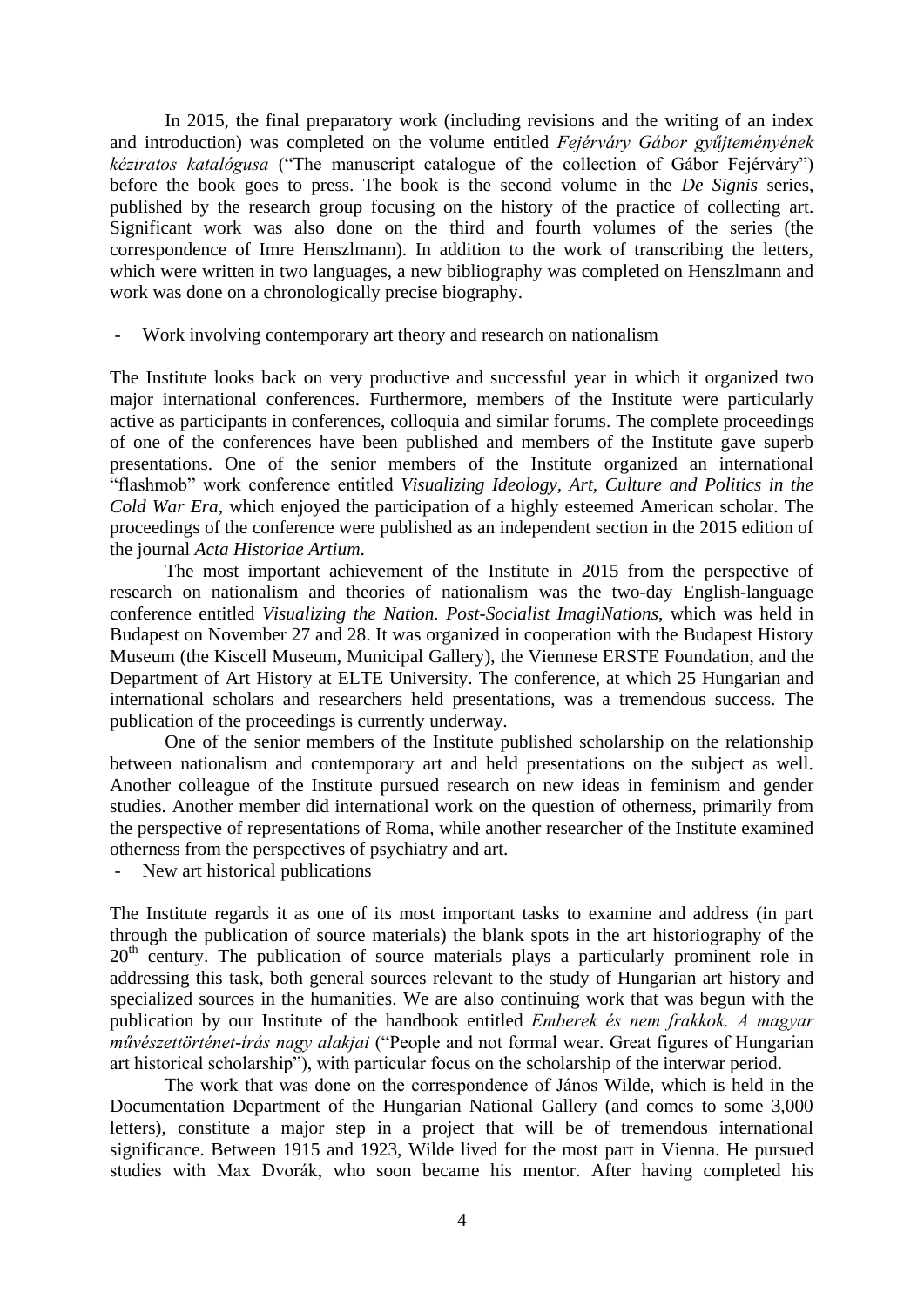In 2015, the final preparatory work (including revisions and the writing of an index and introduction) was completed on the volume entitled *Fejérváry Gábor gyűjteményének kéziratos katalógusa* ("The manuscript catalogue of the collection of Gábor Fejérváry") before the book goes to press. The book is the second volume in the *De Signis* series, published by the research group focusing on the history of the practice of collecting art. Significant work was also done on the third and fourth volumes of the series (the correspondence of Imre Henszlmann). In addition to the work of transcribing the letters, which were written in two languages, a new bibliography was completed on Henszlmann and work was done on a chronologically precise biography.

- Work involving contemporary art theory and research on nationalism

The Institute looks back on very productive and successful year in which it organized two major international conferences. Furthermore, members of the Institute were particularly active as participants in conferences, colloquia and similar forums. The complete proceedings of one of the conferences have been published and members of the Institute gave superb presentations. One of the senior members of the Institute organized an international "flashmob" work conference entitled *Visualizing Ideology, Art, Culture and Politics in the Cold War Era*, which enjoyed the participation of a highly esteemed American scholar. The proceedings of the conference were published as an independent section in the 2015 edition of the journal *Acta Historiae Artium*.

The most important achievement of the Institute in 2015 from the perspective of research on nationalism and theories of nationalism was the two-day English-language conference entitled *Visualizing the Nation. Post-Socialist ImagiNations*, which was held in Budapest on November 27 and 28. It was organized in cooperation with the Budapest History Museum (the Kiscell Museum, Municipal Gallery), the Viennese ERSTE Foundation, and the Department of Art History at ELTE University. The conference, at which 25 Hungarian and international scholars and researchers held presentations, was a tremendous success. The publication of the proceedings is currently underway.

One of the senior members of the Institute published scholarship on the relationship between nationalism and contemporary art and held presentations on the subject as well. Another colleague of the Institute pursued research on new ideas in feminism and gender studies. Another member did international work on the question of otherness, primarily from the perspective of representations of Roma, while another researcher of the Institute examined otherness from the perspectives of psychiatry and art.

- New art historical publications

The Institute regards it as one of its most important tasks to examine and address (in part through the publication of source materials) the blank spots in the art historiography of the 20th century. The publication of source materials plays a particularly prominent role in addressing this task, both general sources relevant to the study of Hungarian art history and specialized sources in the humanities. We are also continuing work that was begun with the publication by our Institute of the handbook entitled *Emberek és nem frakkok. A magyar művészettörténet-írás nagy alakjai* ("People and not formal wear. Great figures of Hungarian art historical scholarship"), with particular focus on the scholarship of the interwar period.

The work that was done on the correspondence of János Wilde, which is held in the Documentation Department of the Hungarian National Gallery (and comes to some 3,000 letters), constitute a major step in a project that will be of tremendous international significance. Between 1915 and 1923, Wilde lived for the most part in Vienna. He pursued studies with Max Dvorák, who soon became his mentor. After having completed his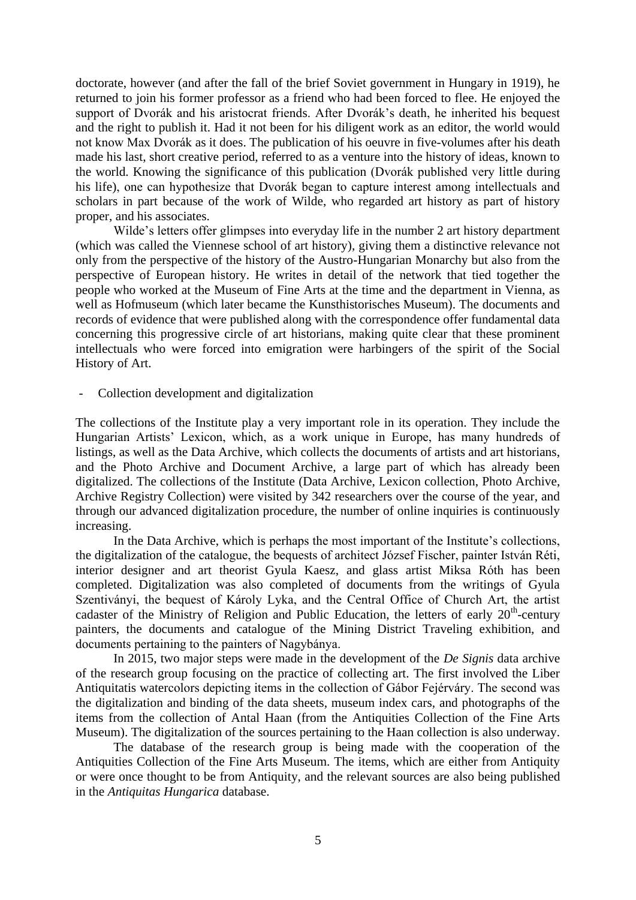doctorate, however (and after the fall of the brief Soviet government in Hungary in 1919), he returned to join his former professor as a friend who had been forced to flee. He enjoyed the support of Dvorák and his aristocrat friends. After Dvorák's death, he inherited his bequest and the right to publish it. Had it not been for his diligent work as an editor, the world would not know Max Dvorák as it does. The publication of his oeuvre in five-volumes after his death made his last, short creative period, referred to as a venture into the history of ideas, known to the world. Knowing the significance of this publication (Dvorák published very little during his life), one can hypothesize that Dvorák began to capture interest among intellectuals and scholars in part because of the work of Wilde, who regarded art history as part of history proper, and his associates.

Wilde's letters offer glimpses into everyday life in the number 2 art history department (which was called the Viennese school of art history), giving them a distinctive relevance not only from the perspective of the history of the Austro-Hungarian Monarchy but also from the perspective of European history. He writes in detail of the network that tied together the people who worked at the Museum of Fine Arts at the time and the department in Vienna, as well as Hofmuseum (which later became the Kunsthistorisches Museum). The documents and records of evidence that were published along with the correspondence offer fundamental data concerning this progressive circle of art historians, making quite clear that these prominent intellectuals who were forced into emigration were harbingers of the spirit of the Social History of Art.

- Collection development and digitalization

The collections of the Institute play a very important role in its operation. They include the Hungarian Artists' Lexicon, which, as a work unique in Europe, has many hundreds of listings, as well as the Data Archive, which collects the documents of artists and art historians, and the Photo Archive and Document Archive, a large part of which has already been digitalized. The collections of the Institute (Data Archive, Lexicon collection, Photo Archive, Archive Registry Collection) were visited by 342 researchers over the course of the year, and through our advanced digitalization procedure, the number of online inquiries is continuously increasing.

In the Data Archive, which is perhaps the most important of the Institute's collections, the digitalization of the catalogue, the bequests of architect József Fischer, painter István Réti, interior designer and art theorist Gyula Kaesz, and glass artist Miksa Róth has been completed. Digitalization was also completed of documents from the writings of Gyula Szentiványi, the bequest of Károly Lyka, and the Central Office of Church Art, the artist cadaster of the Ministry of Religion and Public Education, the letters of early 20th-century painters, the documents and catalogue of the Mining District Traveling exhibition, and documents pertaining to the painters of Nagybánya.

In 2015, two major steps were made in the development of the *De Signis* data archive of the research group focusing on the practice of collecting art. The first involved the Liber Antiquitatis watercolors depicting items in the collection of Gábor Fejérváry. The second was the digitalization and binding of the data sheets, museum index cars, and photographs of the items from the collection of Antal Haan (from the Antiquities Collection of the Fine Arts Museum). The digitalization of the sources pertaining to the Haan collection is also underway.

The database of the research group is being made with the cooperation of the Antiquities Collection of the Fine Arts Museum. The items, which are either from Antiquity or were once thought to be from Antiquity, and the relevant sources are also being published in the *Antiquitas Hungarica* database.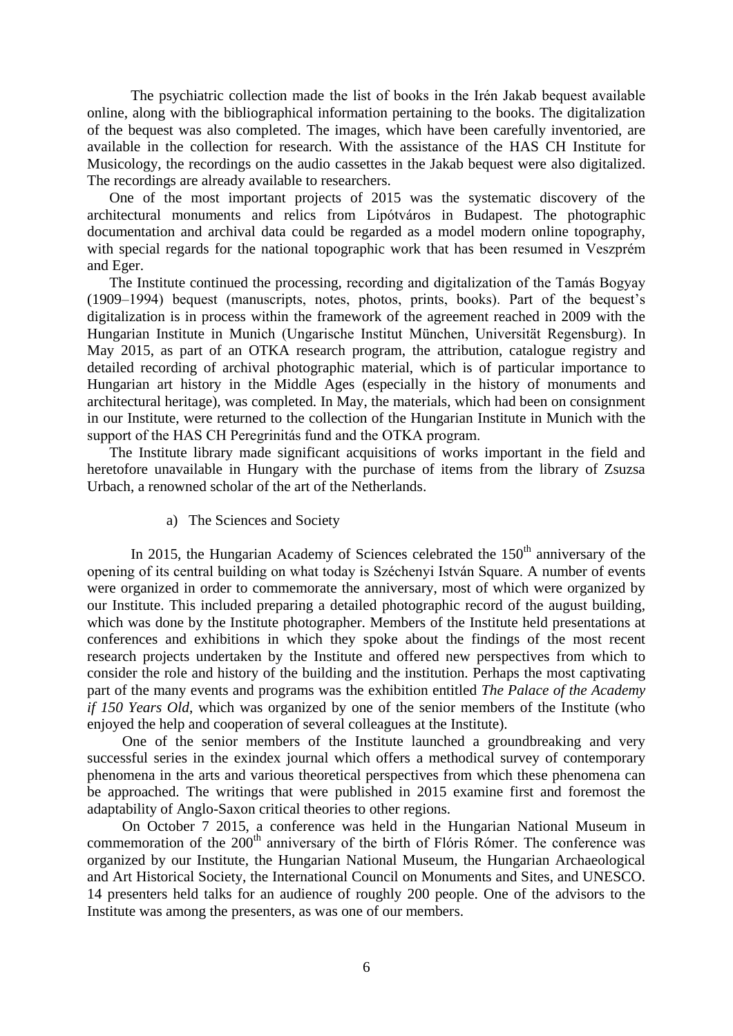The psychiatric collection made the list of books in the Irén Jakab bequest available online, along with the bibliographical information pertaining to the books. The digitalization of the bequest was also completed. The images, which have been carefully inventoried, are available in the collection for research. With the assistance of the HAS CH Institute for Musicology, the recordings on the audio cassettes in the Jakab bequest were also digitalized. The recordings are already available to researchers.

One of the most important projects of 2015 was the systematic discovery of the architectural monuments and relics from Lipótváros in Budapest. The photographic documentation and archival data could be regarded as a model modern online topography, with special regards for the national topographic work that has been resumed in Veszprém and Eger.

The Institute continued the processing, recording and digitalization of the Tamás Bogyay (1909–1994) bequest (manuscripts, notes, photos, prints, books). Part of the bequest's digitalization is in process within the framework of the agreement reached in 2009 with the Hungarian Institute in Munich (Ungarische Institut München, Universität Regensburg). In May 2015, as part of an OTKA research program, the attribution, catalogue registry and detailed recording of archival photographic material, which is of particular importance to Hungarian art history in the Middle Ages (especially in the history of monuments and architectural heritage), was completed. In May, the materials, which had been on consignment in our Institute, were returned to the collection of the Hungarian Institute in Munich with the support of the HAS CH Peregrinitás fund and the OTKA program.

The Institute library made significant acquisitions of works important in the field and heretofore unavailable in Hungary with the purchase of items from the library of Zsuzsa Urbach, a renowned scholar of the art of the Netherlands.

a) The Sciences and Society

In 2015, the Hungarian Academy of Sciences celebrated the 150th anniversary of the opening of its central building on what today is Széchenyi István Square. A number of events were organized in order to commemorate the anniversary, most of which were organized by our Institute. This included preparing a detailed photographic record of the august building, which was done by the Institute photographer. Members of the Institute held presentations at conferences and exhibitions in which they spoke about the findings of the most recent research projects undertaken by the Institute and offered new perspectives from which to consider the role and history of the building and the institution. Perhaps the most captivating part of the many events and programs was the exhibition entitled *The Palace of the Academy if 150 Years Old*, which was organized by one of the senior members of the Institute (who enjoyed the help and cooperation of several colleagues at the Institute).

One of the senior members of the Institute launched a groundbreaking and very successful series in the exindex journal which offers a methodical survey of contemporary phenomena in the arts and various theoretical perspectives from which these phenomena can be approached. The writings that were published in 2015 examine first and foremost the adaptability of Anglo-Saxon critical theories to other regions.

On October 7 2015, a conference was held in the Hungarian National Museum in commemoration of the 200th anniversary of the birth of Flóris Rómer. The conference was organized by our Institute, the Hungarian National Museum, the Hungarian Archaeological and Art Historical Society, the International Council on Monuments and Sites, and UNESCO. 14 presenters held talks for an audience of roughly 200 people. One of the advisors to the Institute was among the presenters, as was one of our members.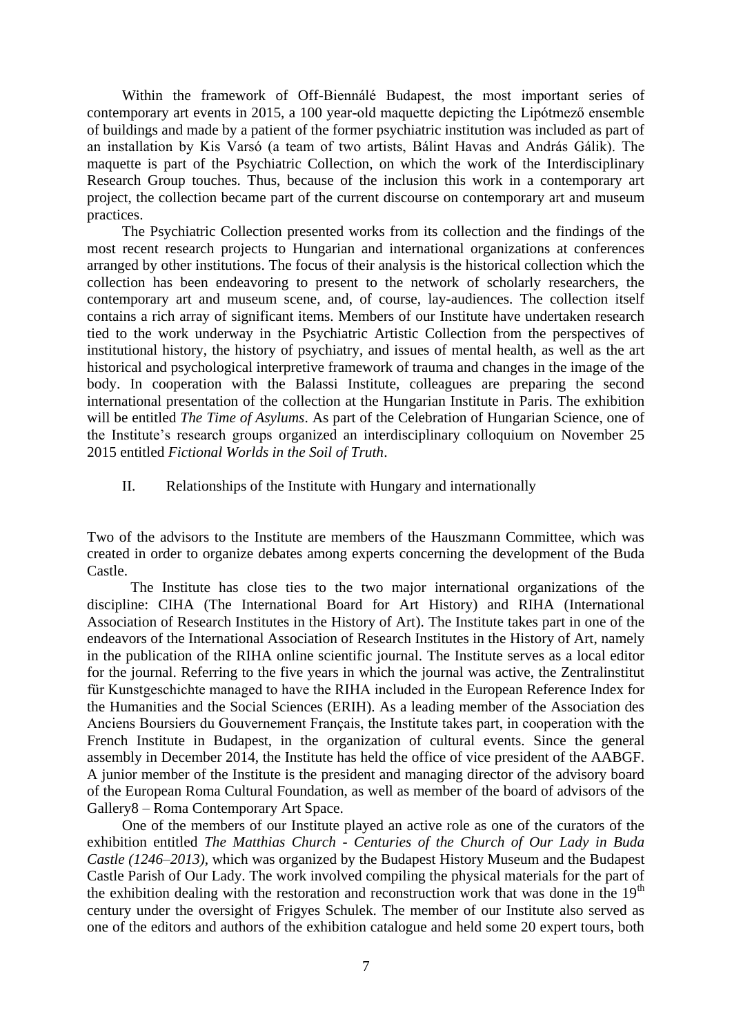Within the framework of Off-Biennálé Budapest, the most important series of contemporary art events in 2015, a 100 year-old maquette depicting the Lipótmező ensemble of buildings and made by a patient of the former psychiatric institution was included as part of an installation by Kis Varsó (a team of two artists, Bálint Havas and András Gálik). The maquette is part of the Psychiatric Collection, on which the work of the Interdisciplinary Research Group touches. Thus, because of the inclusion this work in a contemporary art project, the collection became part of the current discourse on contemporary art and museum practices.

The Psychiatric Collection presented works from its collection and the findings of the most recent research projects to Hungarian and international organizations at conferences arranged by other institutions. The focus of their analysis is the historical collection which the collection has been endeavoring to present to the network of scholarly researchers, the contemporary art and museum scene, and, of course, lay-audiences. The collection itself contains a rich array of significant items. Members of our Institute have undertaken research tied to the work underway in the Psychiatric Artistic Collection from the perspectives of institutional history, the history of psychiatry, and issues of mental health, as well as the art historical and psychological interpretive framework of trauma and changes in the image of the body. In cooperation with the Balassi Institute, colleagues are preparing the second international presentation of the collection at the Hungarian Institute in Paris. The exhibition will be entitled *The Time of Asylums*. As part of the Celebration of Hungarian Science, one of the Institute's research groups organized an interdisciplinary colloquium on November 25 2015 entitled *Fictional Worlds in the Soil of Truth*.

## II. Relationships of the Institute with Hungary and internationally

Two of the advisors to the Institute are members of the Hauszmann Committee, which was created in order to organize debates among experts concerning the development of the Buda Castle.

The Institute has close ties to the two major international organizations of the discipline: CIHA (The International Board for Art History) and RIHA (International Association of Research Institutes in the History of Art). The Institute takes part in one of the endeavors of the International Association of Research Institutes in the History of Art, namely in the publication of the RIHA online scientific journal. The Institute serves as a local editor for the journal. Referring to the five years in which the journal was active, the Zentralinstitut für Kunstgeschichte managed to have the RIHA included in the European Reference Index for the Humanities and the Social Sciences (ERIH). As a leading member of the Association des Anciens Boursiers du Gouvernement Français, the Institute takes part, in cooperation with the French Institute in Budapest, in the organization of cultural events. Since the general assembly in December 2014, the Institute has held the office of vice president of the AABGF. A junior member of the Institute is the president and managing director of the advisory board of the European Roma Cultural Foundation, as well as member of the board of advisors of the Gallery8 – Roma Contemporary Art Space.

One of the members of our Institute played an active role as one of the curators of the exhibition entitled *The Matthias Church - Centuries of the Church of Our Lady in Buda Castle (1246–2013)*, which was organized by the Budapest History Museum and the Budapest Castle Parish of Our Lady. The work involved compiling the physical materials for the part of the exhibition dealing with the restoration and reconstruction work that was done in the 19th century under the oversight of Frigyes Schulek. The member of our Institute also served as one of the editors and authors of the exhibition catalogue and held some 20 expert tours, both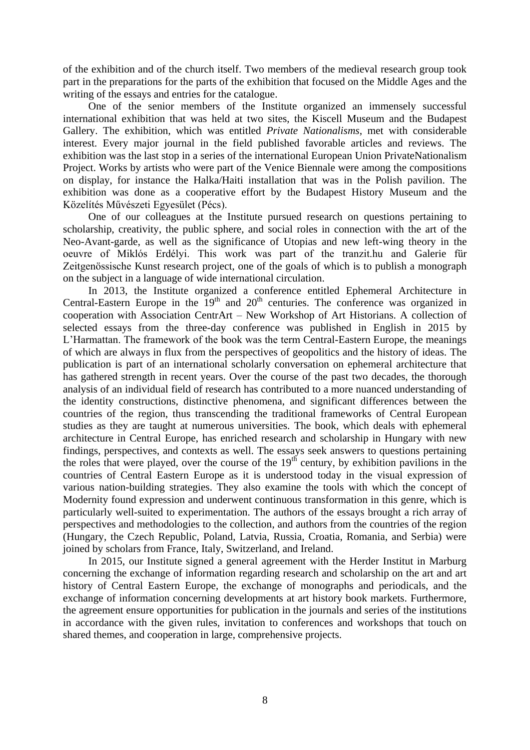of the exhibition and of the church itself. Two members of the medieval research group took part in the preparations for the parts of the exhibition that focused on the Middle Ages and the writing of the essays and entries for the catalogue.

One of the senior members of the Institute organized an immensely successful international exhibition that was held at two sites, the Kiscell Museum and the Budapest Gallery. The exhibition, which was entitled *Private Nationalisms*, met with considerable interest. Every major journal in the field published favorable articles and reviews. The exhibition was the last stop in a series of the international European Union PrivateNationalism Project. Works by artists who were part of the Venice Biennale were among the compositions on display, for instance the Halka/Haiti installation that was in the Polish pavilion. The exhibition was done as a cooperative effort by the Budapest History Museum and the Közelítés Művészeti Egyesület (Pécs).

One of our colleagues at the Institute pursued research on questions pertaining to scholarship, creativity, the public sphere, and social roles in connection with the art of the Neo-Avant-garde, as well as the significance of Utopias and new left-wing theory in the oeuvre of Miklós Erdélyi. This work was part of the tranzit.hu and Galerie für Zeitgenössische Kunst research project, one of the goals of which is to publish a monograph on the subject in a language of wide international circulation.

In 2013, the Institute organized a conference entitled Ephemeral Architecture in Central-Eastern Europe in the 19th and 20th centuries. The conference was organized in cooperation with Association CentrArt – New Workshop of Art Historians. A collection of selected essays from the three-day conference was published in English in 2015 by L'Harmattan. The framework of the book was the term Central-Eastern Europe, the meanings of which are always in flux from the perspectives of geopolitics and the history of ideas. The publication is part of an international scholarly conversation on ephemeral architecture that has gathered strength in recent years. Over the course of the past two decades, the thorough analysis of an individual field of research has contributed to a more nuanced understanding of the identity constructions, distinctive phenomena, and significant differences between the countries of the region, thus transcending the traditional frameworks of Central European studies as they are taught at numerous universities. The book, which deals with ephemeral architecture in Central Europe, has enriched research and scholarship in Hungary with new findings, perspectives, and contexts as well. The essays seek answers to questions pertaining the roles that were played, over the course of the 19th century, by exhibition pavilions in the countries of Central Eastern Europe as it is understood today in the visual expression of various nation-building strategies. They also examine the tools with which the concept of Modernity found expression and underwent continuous transformation in this genre, which is particularly well-suited to experimentation. The authors of the essays brought a rich array of perspectives and methodologies to the collection, and authors from the countries of the region (Hungary, the Czech Republic, Poland, Latvia, Russia, Croatia, Romania, and Serbia) were joined by scholars from France, Italy, Switzerland, and Ireland.

In 2015, our Institute signed a general agreement with the Herder Institut in Marburg concerning the exchange of information regarding research and scholarship on the art and art history of Central Eastern Europe, the exchange of monographs and periodicals, and the exchange of information concerning developments at art history book markets. Furthermore, the agreement ensure opportunities for publication in the journals and series of the institutions in accordance with the given rules, invitation to conferences and workshops that touch on shared themes, and cooperation in large, comprehensive projects.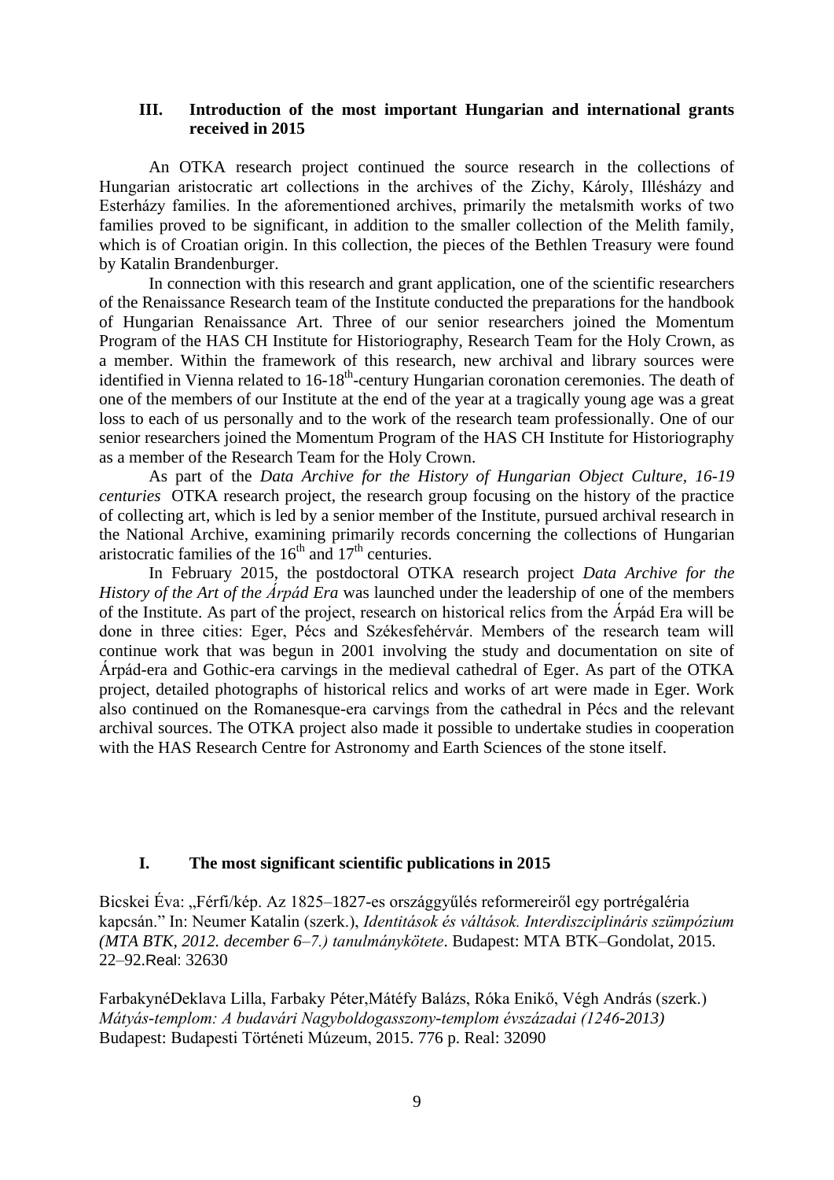## III. Introduction of the most important Hungarian and international grants received in 2015

An OTKA research project continued the source research in the collections of Hungarian aristocratic art collections in the archives of the Zichy, Károly, Illésházy and Esterházy families. In the aforementioned archives, primarily the metalsmith works of two families proved to be significant, in addition to the smaller collection of the Melith family, which is of Croatian origin. In this collection, the pieces of the Bethlen Treasury were found by Katalin Brandenburger.

In connection with this research and grant application, one of the scientific researchers of the Renaissance Research team of the Institute conducted the preparations for the handbook of Hungarian Renaissance Art. Three of our senior researchers joined the Momentum Program of the HAS CH Institute for Historiography, Research Team for the Holy Crown, as a member. Within the framework of this research, new archival and library sources were identified in Vienna related to 16-18th-century Hungarian coronation ceremonies. The death of one of the members of our Institute at the end of the year at a tragically young age was a great loss to each of us personally and to the work of the research team professionally. One of our senior researchers joined the Momentum Program of the HAS CH Institute for Historiography as a member of the Research Team for the Holy Crown.

As part of the *Data Archive for the History of Hungarian Object Culture, 16-19 centuries* OTKA research project, the research group focusing on the history of the practice of collecting art, which is led by a senior member of the Institute, pursued archival research in the National Archive, examining primarily records concerning the collections of Hungarian aristocratic families of the 16th and 17th centuries.

In February 2015, the postdoctoral OTKA research project *Data Archive for the History of the Art of the Árpád Era* was launched under the leadership of one of the members of the Institute. As part of the project, research on historical relics from the Árpád Era will be done in three cities: Eger, Pécs and Székesfehérvár. Members of the research team will continue work that was begun in 2001 involving the study and documentation on site of Árpád-era and Gothic-era carvings in the medieval cathedral of Eger. As part of the OTKA project, detailed photographs of historical relics and works of art were made in Eger. Work also continued on the Romanesque-era carvings from the cathedral in Pécs and the relevant archival sources. The OTKA project also made it possible to undertake studies in cooperation with the HAS Research Centre for Astronomy and Earth Sciences of the stone itself.

## I. The most significant scientific publications in 2015

Bicskei Éva: „Férfi/kép. Az 1825–1827-es országgyűlés reformereiről egy portrégaléria kapcsán." In: Neumer Katalin (szerk.), *Identitások és váltások. Interdiszciplináris szümpózium (MTA BTK, 2012. december 6–7.) tanulmánykötete*. Budapest: MTA BTK–Gondolat, 2015. 22–92.Real: 32630

FarbakynéDeklava Lilla, Farbaky Péter,Mátéfy Balázs, Róka Enikő, Végh András (szerk.) *Mátyás-templom: A budavári Nagyboldogasszony-templom évszázadai (1246-2013)* Budapest: Budapesti Történeti Múzeum, 2015. 776 p. Real: 32090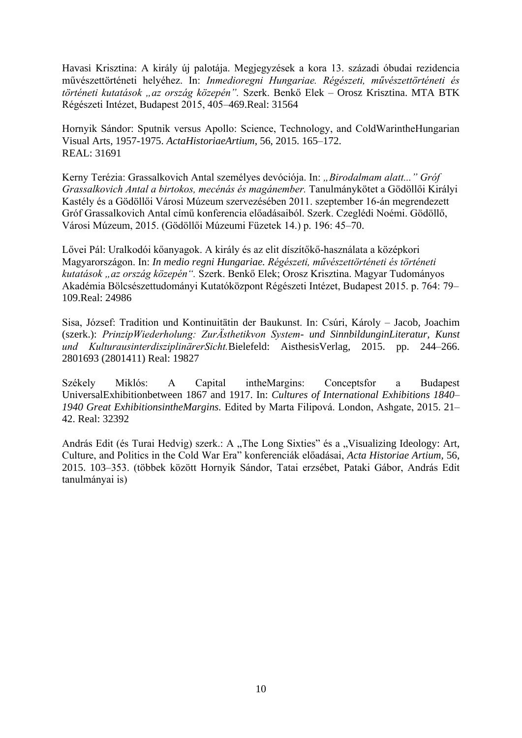Havasi Krisztina: A király új palotája. Megjegyzések a kora 13. századi óbudai rezidencia művészettörténeti helyéhez. In: *Inmedioregni Hungariae. Régészeti, művészettörténeti és történeti kutatások „az ország közepén”.* Szerk. Benkő Elek – Orosz Krisztina. MTA BTK Régészeti Intézet, Budapest 2015, 405–469.Real: 31564

Hornyik Sándor: Sputnik versus Apollo: Science, Technology, and ColdWarintheHungarian Visual Arts, 1957-1975. *ActaHistoriaeArtium*, 56, 2015. 165–172. REAL: 31691

Kerny Terézia: Grassalkovich Antal személyes devóciója. In: *„Birodalmam alatt...” Gróf Grassalkovich Antal a birtokos, mecénás és magánember.* Tanulmánykötet a Gödöllői Királyi Kastély és a Gödöllői Városi Múzeum szervezésében 2011. szeptember 16-án megrendezett Gróf Grassalkovich Antal című konferencia előadásaiból. Szerk. Czeglédi Noémi. Gödöllő, Városi Múzeum, 2015. (Gödöllői Múzeumi Füzetek 14.) p. 196: 45–70.

Lővei Pál: Uralkodói kőanyagok. A király és az elit díszítőkő-használata a középkori Magyarországon. In: *In medio regni Hungariae. Régészeti, művészettörténeti és történeti kutatások „az ország közepén“.* Szerk. Benkő Elek; Orosz Krisztina. Magyar Tudományos Akadémia Bölcsészettudományi Kutatóközpont Régészeti Intézet, Budapest 2015. p. 764: 79–109.Real: 24986

Sisa, József: Tradition und Kontinuitätin der Baukunst. In: Csúri, Károly – Jacob, Joachim (szerk.): *PrinzipWiederholung: ZurÄsthetikvon System- und SinnbildunginLiteratur, Kunst und KulturausinterdisziplinärerSicht.*Bielefeld: AisthesisVerlag, 2015. pp. 244–266. 2801693 (2801411) Real: 19827

Székely Miklós: A Capital intheMargins: Conceptsfor a Budapest UniversalExhibitionbetween 1867 and 1917. In: *Cultures of International Exhibitions 1840–1940 Great ExhibitionsintheMargins.* Edited by Marta Filipová. London, Ashgate, 2015. 21–42. Real: 32392

András Edit (és Turai Hedvig) szerk.: A „The Long Sixties” és a „Visualizing Ideology: Art, Culture, and Politics in the Cold War Era” konferenciák előadásai, *Acta Historiae Artium*, 56, 2015. 103–353. (többek között Hornyik Sándor, Tatai erzsébet, Pataki Gábor, András Edit tanulmányai is)